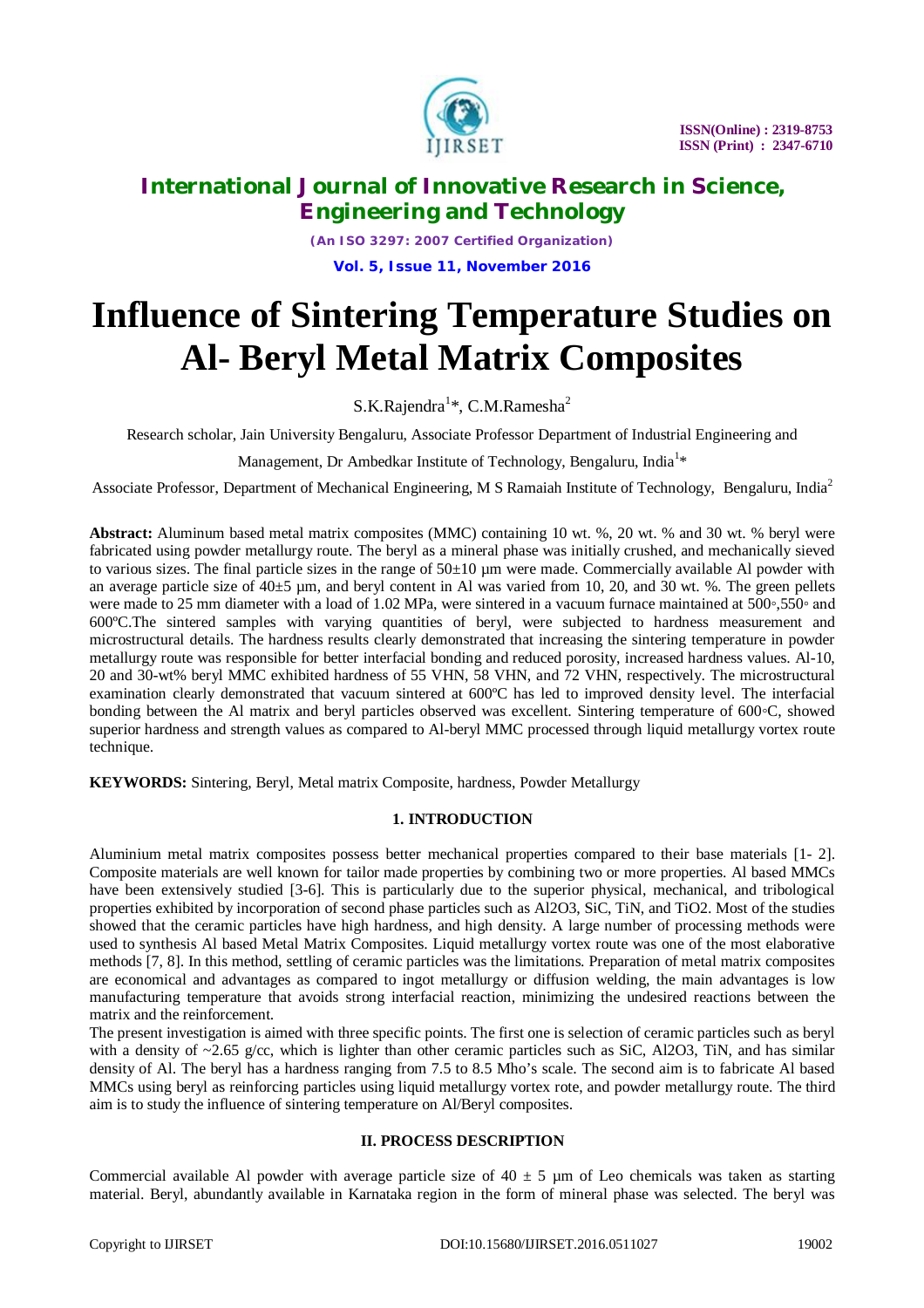# International Journal of Innovative Research in Science, Engineering and Technology

*(An ISO 3297: 2007 Certified Organization)*

**Vol. 5, Issue 11, November 2016**

# Influence of Sintering Temperature Studies on Al- Beryl Metal Matrix Composites

S.K.Rajendra[1]*, C.M.Ramesha[2]

Research scholar, Jain University Bengaluru, Associate Professor Department of Industrial Engineering and Management, Dr Ambedkar Institute of Technology, Bengaluru, India[1]*

Associate Professor, Department of Mechanical Engineering, M S Ramaiah Institute of Technology, Bengaluru, India[2]

**Abstract:** Aluminum based metal matrix composites (MMC) containing 10 wt. %, 20 wt. % and 30 wt. % beryl were fabricated using powder metallurgy route. The beryl as a mineral phase was initially crushed, and mechanically sieved to various sizes. The final particle sizes in the range of 50±10 µm were made. Commercially available Al powder with an average particle size of 40±5 µm, and beryl content in Al was varied from 10, 20, and 30 wt. %. The green pellets were made to 25 mm diameter with a load of 1.02 MPa, were sintered in a vacuum furnace maintained at 500◦,550◦ and 600ºC.The sintered samples with varying quantities of beryl, were subjected to hardness measurement and microstructural details. The hardness results clearly demonstrated that increasing the sintering temperature in powder metallurgy route was responsible for better interfacial bonding and reduced porosity, increased hardness values. Al-10, 20 and 30-wt% beryl MMC exhibited hardness of 55 VHN, 58 VHN, and 72 VHN, respectively. The microstructural examination clearly demonstrated that vacuum sintered at 600ºC has led to improved density level. The interfacial bonding between the Al matrix and beryl particles observed was excellent. Sintering temperature of 600◦C, showed superior hardness and strength values as compared to Al-beryl MMC processed through liquid metallurgy vortex route technique.

**KEYWORDS:** Sintering, Beryl, Metal matrix Composite, hardness, Powder Metallurgy

## 1. INTRODUCTION

Aluminium metal matrix composites possess better mechanical properties compared to their base materials [1- 2]. Composite materials are well known for tailor made properties by combining two or more properties. Al based MMCs have been extensively studied [3-6]. This is particularly due to the superior physical, mechanical, and tribological properties exhibited by incorporation of second phase particles such as $Al_2O_3$, SiC, TiN, and $TiO_2$. Most of the studies showed that the ceramic particles have high hardness, and high density. A large number of processing methods were used to synthesis Al based Metal Matrix Composites. Liquid metallurgy vortex route was one of the most elaborative methods [7, 8]. In this method, settling of ceramic particles was the limitations. Preparation of metal matrix composites are economical and advantages as compared to ingot metallurgy or diffusion welding, the main advantages is low manufacturing temperature that avoids strong interfacial reaction, minimizing the undesired reactions between the matrix and the reinforcement.

The present investigation is aimed with three specific points. The first one is selection of ceramic particles such as beryl with a density of ~2.65 g/cc, which is lighter than other ceramic particles such as SiC, $Al_2O_3$, TiN, and has similar density of Al. The beryl has a hardness ranging from 7.5 to 8.5 Mho's scale. The second aim is to fabricate Al based MMCs using beryl as reinforcing particles using liquid metallurgy vortex rote, and powder metallurgy route. The third aim is to study the influence of sintering temperature on Al/Beryl composites.

## II. PROCESS DESCRIPTION

Commercial available Al powder with average particle size of 40 ± 5 µm of Leo chemicals was taken as starting material. Beryl, abundantly available in Karnataka region in the form of mineral phase was selected. The beryl was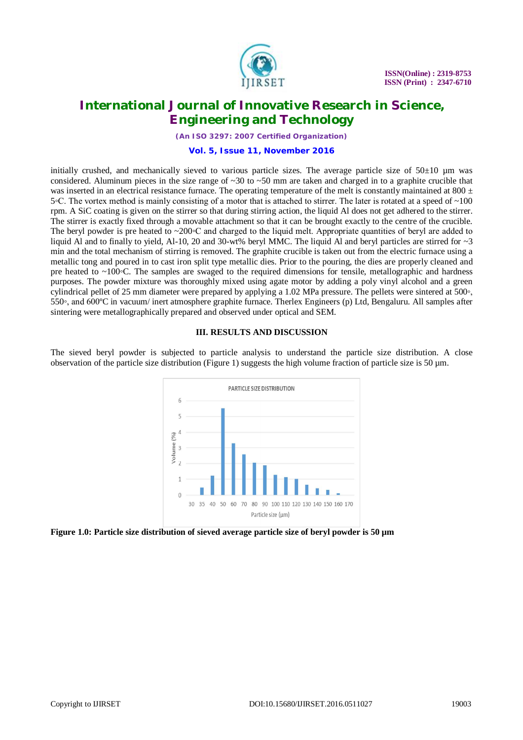initially crushed, and mechanically sieved to various particle sizes. The average particle size of 50±10 µm was considered. Aluminum pieces in the size range of ~30 to ~50 mm are taken and charged in to a graphite crucible that was inserted in an electrical resistance furnace. The operating temperature of the melt is constantly maintained at 800 ± 5◦C. The vortex method is mainly consisting of a motor that is attached to stirrer. The later is rotated at a speed of ~100 rpm. A SiC coating is given on the stirrer so that during stirring action, the liquid Al does not get adhered to the stirrer. The stirrer is exactly fixed through a movable attachment so that it can be brought exactly to the centre of the crucible. The beryl powder is pre heated to ~200◦C and charged to the liquid melt. Appropriate quantities of beryl are added to liquid Al and to finally to yield, Al-10, 20 and 30-wt% beryl MMC. The liquid Al and beryl particles are stirred for ~3 min and the total mechanism of stirring is removed. The graphite crucible is taken out from the electric furnace using a metallic tong and poured in to cast iron split type metallic dies. Prior to the pouring, the dies are properly cleaned and pre heated to ~100◦C. The samples are swaged to the required dimensions for tensile, metallographic and hardness purposes. The powder mixture was thoroughly mixed using agate motor by adding a poly vinyl alcohol and a green cylindrical pellet of 25 mm diameter were prepared by applying a 1.02 MPa pressure. The pellets were sintered at 500◦, 550◦, and 600ºC in vacuum/ inert atmosphere graphite furnace. Therlex Engineers (p) Ltd, Bengaluru. All samples after sintering were metallographically prepared and observed under optical and SEM.

## III. RESULTS AND DISCUSSION

The sieved beryl powder is subjected to particle analysis to understand the particle size distribution. A close observation of the particle size distribution (Figure 1) suggests the high volume fraction of particle size is 50 µm.

**Figure 1.0: Particle size distribution of sieved average particle size of beryl powder is 50 µm**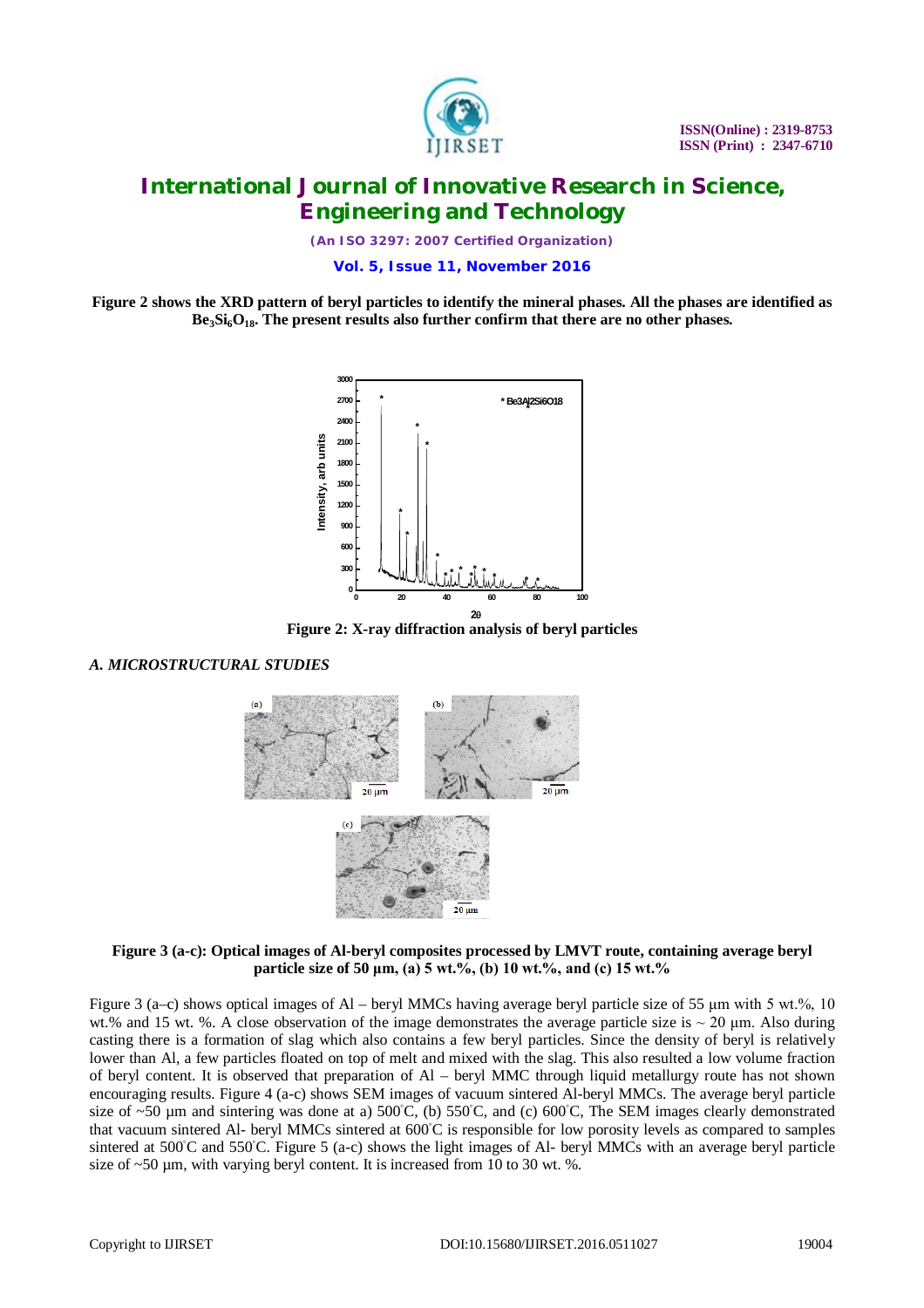**Figure 2 shows the XRD pattern of beryl particles to identify the mineral phases. All the phases are identified as $Be_3Si_6O_{18}$. The present results also further confirm that there are no other phases.**

**Figure 2: X-ray diffraction analysis of beryl particles**

### *A. MICROSTRUCTURAL STUDIES*

**Figure 3 (a-c): Optical images of Al-beryl composites processed by LMVT route, containing average beryl particle size of 50 µm, (a) 5 wt.%, (b) 10 wt.%, and (c) 15 wt.%**

Figure 3 (a–c) shows optical images of Al – beryl MMCs having average beryl particle size of 55 µm with 5 wt.%, 10 wt.% and 15 wt. %. A close observation of the image demonstrates the average particle size is ~ 20 µm. Also during casting there is a formation of slag which also contains a few beryl particles. Since the density of beryl is relatively lower than Al, a few particles floated on top of melt and mixed with the slag. This also resulted a low volume fraction of beryl content. It is observed that preparation of Al – beryl MMC through liquid metallurgy route has not shown encouraging results. Figure 4 (a-c) shows SEM images of vacuum sintered Al-beryl MMCs. The average beryl particle size of ~50 µm and sintering was done at a) 500°C, (b) 550°C, and (c) 600°C, The SEM images clearly demonstrated that vacuum sintered Al- beryl MMCs sintered at 600°C is responsible for low porosity levels as compared to samples sintered at 500°C and 550°C. Figure 5 (a-c) shows the light images of Al- beryl MMCs with an average beryl particle size of ~50 µm, with varying beryl content. It is increased from 10 to 30 wt. %.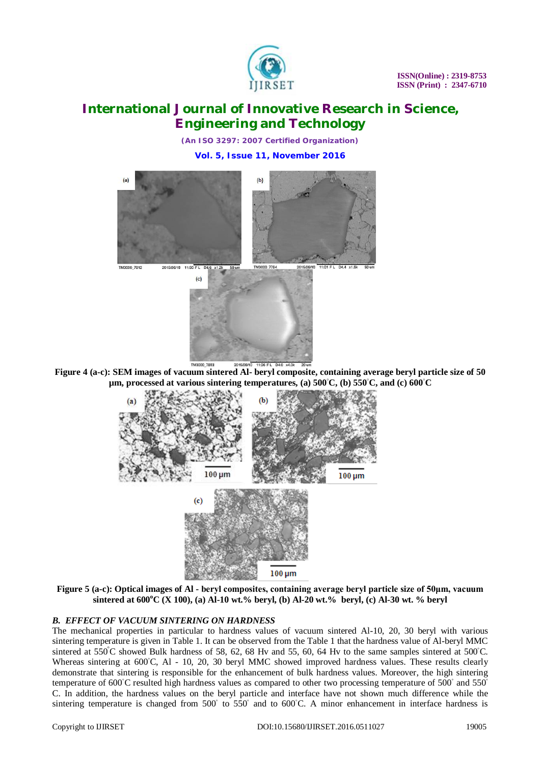Figure 4 (a-c): SEM images of vacuum sintered Al- beryl composite, containing average beryl particle size of 50 µm, processed at various sintering temperatures, (a) 500°C, (b) 550°C, and (c) 600°C

Figure 5 (a-c): Optical images of Al - beryl composites, containing average beryl particle size of 50µm, vacuum sintered at 600°C (X 100), (a) Al-10 wt.% beryl, (b) Al-20 wt.% beryl, (c) Al-30 wt. % beryl

### *B. EFFECT OF VACUUM SINTERING ON HARDNESS*

The mechanical properties in particular to hardness values of vacuum sintered Al-10, 20, 30 beryl with various sintering temperature is given in Table 1. It can be observed from the Table 1 that the hardness value of Al-beryl MMC sintered at 550°C showed Bulk hardness of 58, 62, 68 Hv and 55, 60, 64 Hv to the same samples sintered at 500°C. Whereas sintering at 600°C, Al - 10, 20, 30 beryl MMC showed improved hardness values. These results clearly demonstrate that sintering is responsible for the enhancement of bulk hardness values. Moreover, the high sintering temperature of 600°C resulted high hardness values as compared to other two processing temperature of 500° and 550° C. In addition, the hardness values on the beryl particle and interface have not shown much difference while the sintering temperature is changed from 500° to 550° and to 600°C. A minor enhancement in interface hardness is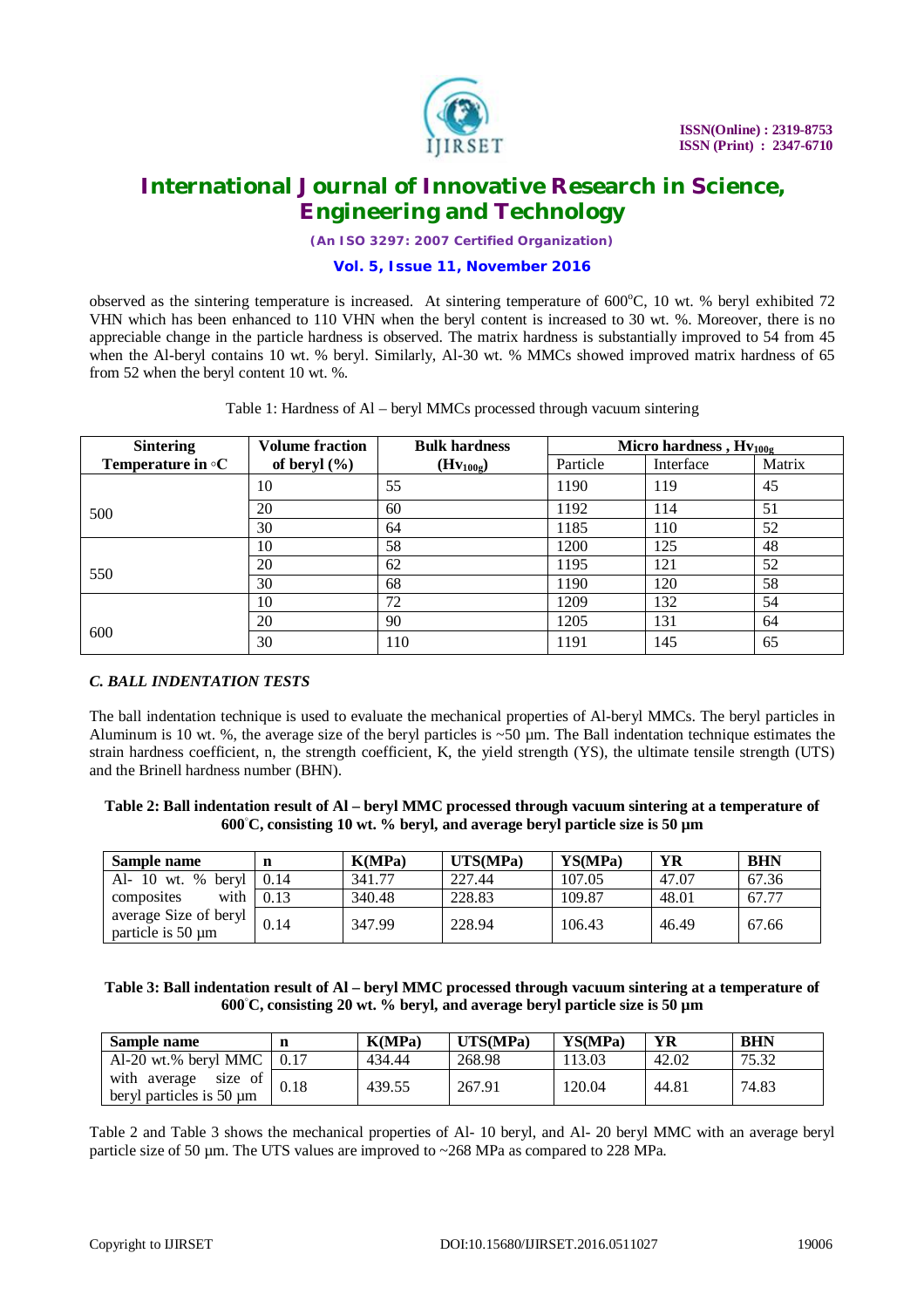observed as the sintering temperature is increased. At sintering temperature of 600$^{o}$C, 10 wt. % beryl exhibited 72 VHN which has been enhanced to 110 VHN when the beryl content is increased to 30 wt. %. Moreover, there is no appreciable change in the particle hardness is observed. The matrix hardness is substantially improved to 54 from 45 when the Al-beryl contains 10 wt. % beryl. Similarly, Al-30 wt. % MMCs showed improved matrix hardness of 65 from 52 when the beryl content 10 wt. %.

Table 1: Hardness of Al – beryl MMCs processed through vacuum sintering

| Sintering Temperature in ◦C | Volume fraction of beryl (%) | Bulk hardness ($Hv_{100g}$) | Micro hardness , $Hv_{100g}$ | | |
|---|---|---|---|---|---|
| | | | Particle | Interface | Matrix |
| 500 | 10 | 55 | 1190 | 119 | 45 |
| | 20 | 60 | 1192 | 114 | 51 |
| | 30 | 64 | 1185 | 110 | 52 |
| 550 | 10 | 58 | 1200 | 125 | 48 |
| | 20 | 62 | 1195 | 121 | 52 |
| | 30 | 68 | 1190 | 120 | 58 |
| 600 | 10 | 72 | 1209 | 132 | 54 |
| | 20 | 90 | 1205 | 131 | 64 |
| | 30 | 110 | 1191 | 145 | 65 |

### *C. BALL INDENTATION TESTS*

The ball indentation technique is used to evaluate the mechanical properties of Al-beryl MMCs. The beryl particles in Aluminum is 10 wt. %, the average size of the beryl particles is ~50 µm. The Ball indentation technique estimates the strain hardness coefficient, n, the strength coefficient, K, the yield strength (YS), the ultimate tensile strength (UTS) and the Brinell hardness number (BHN).

**Table 2: Ball indentation result of Al – beryl MMC processed through vacuum sintering at a temperature of 600°C, consisting 10 wt. % beryl, and average beryl particle size is 50 µm**

| Sample name | n | K(MPa) | UTS(MPa) | YS(MPa) | YR | BHN |
|---|---|---|---|---|---|---|
| Al- 10 wt. % beryl composites with average Size of beryl particle is 50 µm | 0.14 | 341.77 | 227.44 | 107.05 | 47.07 | 67.36 |
| | 0.13 | 340.48 | 228.83 | 109.87 | 48.01 | 67.77 |
| | 0.14 | 347.99 | 228.94 | 106.43 | 46.49 | 67.66 |

**Table 3: Ball indentation result of Al – beryl MMC processed through vacuum sintering at a temperature of 600°C, consisting 20 wt. % beryl, and average beryl particle size is 50 µm**

| Sample name | n | K(MPa) | UTS(MPa) | YS(MPa) | YR | BHN |
|---|---|---|---|---|---|---|
| Al-20 wt.% beryl MMC with average size of beryl particles is 50 µm | 0.17 | 434.44 | 268.98 | 113.03 | 42.02 | 75.32 |
| | 0.18 | 439.55 | 267.91 | 120.04 | 44.81 | 74.83 |

Table 2 and Table 3 shows the mechanical properties of Al- 10 beryl, and Al- 20 beryl MMC with an average beryl particle size of 50 µm. The UTS values are improved to ~268 MPa as compared to 228 MPa.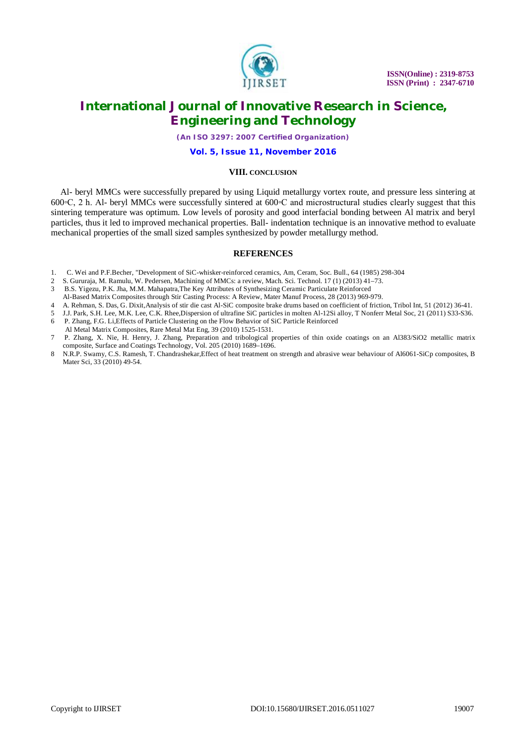## VIII. CONCLUSION

Al- beryl MMCs were successfully prepared by using Liquid metallurgy vortex route, and pressure less sintering at 600◦C, 2 h. Al- beryl MMCs were successfully sintered at 600◦C and microstructural studies clearly suggest that this sintering temperature was optimum. Low levels of porosity and good interfacial bonding between Al matrix and beryl particles, thus it led to improved mechanical properties. Ball- indentation technique is an innovative method to evaluate mechanical properties of the small sized samples synthesized by powder metallurgy method.

## REFERENCES

1. C. Wei and P.F.Becher, "Development of SiC-whisker-reinforced ceramics, Am, Ceram, Soc. Bull., 64 (1985) 298-304
2. S. Gururaja, M. Ramulu, W. Pedersen, Machining of MMCs: a review, Mach. Sci. Technol. 17 (1) (2013) 41–73.
3. B.S. Yigezu, P.K. Jha, M.M. Mahapatra,The Key Attributes of Synthesizing Ceramic Particulate Reinforced Al-Based Matrix Composites through Stir Casting Process: A Review, Mater Manuf Process, 28 (2013) 969-979.
4. A. Rehman, S. Das, G. Dixit,Analysis of stir die cast Al-SiC composite brake drums based on coefficient of friction, Tribol Int, 51 (2012) 36-41.
5. J.J. Park, S.H. Lee, M.K. Lee, C.K. Rhee,Dispersion of ultrafine SiC particles in molten Al-12Si alloy, T Nonferr Metal Soc, 21 (2011) S33-S36.
6. P. Zhang, F.G. Li,Effects of Particle Clustering on the Flow Behavior of SiC Particle Reinforced Al Metal Matrix Composites, Rare Metal Mat Eng, 39 (2010) 1525-1531.
7. P. Zhang, X. Nie, H. Henry, J. Zhang, Preparation and tribological properties of thin oxide coatings on an Al383/SiO2 metallic matrix composite, Surface and Coatings Technology, Vol. 205 (2010) 1689–1696.
8. N.R.P. Swamy, C.S. Ramesh, T. Chandrashekar,Effect of heat treatment on strength and abrasive wear behaviour of Al6061-SiCp composites, B Mater Sci, 33 (2010) 49-54.